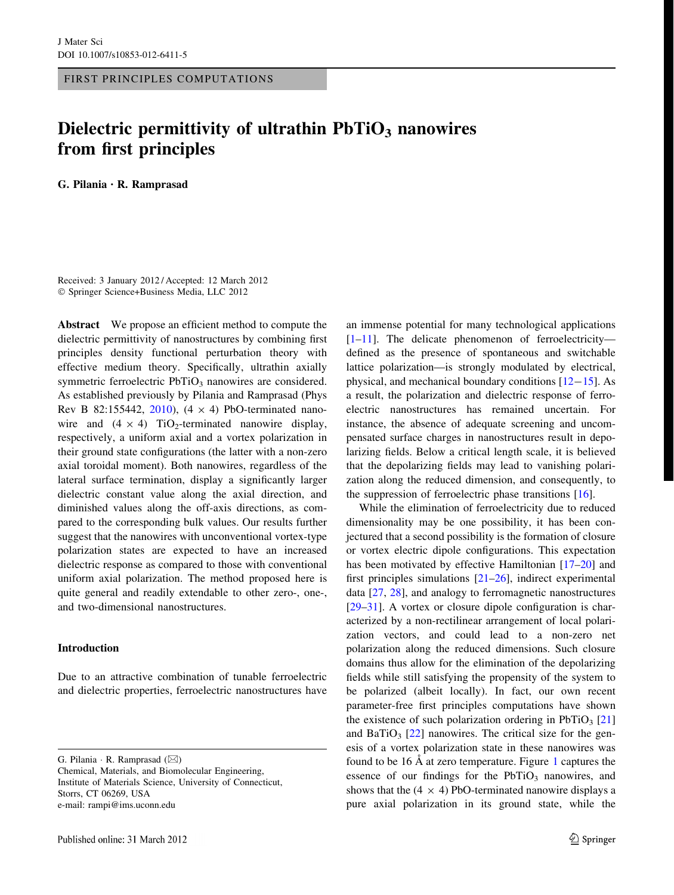FIRST PRINCIPLES COMPUTATIONS

# Dielectric permittivity of ultrathin $PbTiO_3$ nanowires from first principles

**G. Pilania · R. Ramprasad**

Received: 3 January 2012 / Accepted: 12 March 2012
© Springer Science+Business Media, LLC 2012

**Abstract** We propose an efficient method to compute the dielectric permittivity of nanostructures by combining first principles density functional perturbation theory with effective medium theory. Specifically, ultrathin axially symmetric ferroelectric $PbTiO_3$ nanowires are considered. As established previously by Pilania and Ramprasad (Phys Rev B 82:155442, 2010), (4 × 4) PbO-terminated nanowire and (4 × 4) $TiO_2$-terminated nanowire display, respectively, a uniform axial and a vortex polarization in their ground state configurations (the latter with a non-zero axial toroidal moment). Both nanowires, regardless of the lateral surface termination, display a significantly larger dielectric constant value along the axial direction, and diminished values along the off-axis directions, as compared to the corresponding bulk values. Our results further suggest that the nanowires with unconventional vortex-type polarization states are expected to have an increased dielectric response as compared to those with conventional uniform axial polarization. The method proposed here is quite general and readily extendable to other zero-, one-, and two-dimensional nanostructures.

## Introduction

Due to an attractive combination of tunable ferroelectric and dielectric properties, ferroelectric nanostructures have an immense potential for many technological applications [1–11]. The delicate phenomenon of ferroelectricity—defined as the presence of spontaneous and switchable lattice polarization—is strongly modulated by electrical, physical, and mechanical boundary conditions [12–15]. As a result, the polarization and dielectric response of ferroelectric nanostructures has remained uncertain. For instance, the absence of adequate screening and uncompensated surface charges in nanostructures result in depolarizing fields. Below a critical length scale, it is believed that the depolarizing fields may lead to vanishing polarization along the reduced dimension, and consequently, to the suppression of ferroelectric phase transitions [16].

While the elimination of ferroelectricity due to reduced dimensionality may be one possibility, it has been conjectured that a second possibility is the formation of closure or vortex electric dipole configurations. This expectation has been motivated by effective Hamiltonian [17–20] and first principles simulations [21–26], indirect experimental data [27, 28], and analogy to ferromagnetic nanostructures [29–31]. A vortex or closure dipole configuration is characterized by a non-rectilinear arrangement of local polarization vectors, and could lead to a non-zero net polarization along the reduced dimensions. Such closure domains thus allow for the elimination of the depolarizing fields while still satisfying the propensity of the system to be polarized (albeit locally). In fact, our own recent parameter-free first principles computations have shown the existence of such polarization ordering in $PbTiO_3$ [21] and $BaTiO_3$ [22] nanowires. The critical size for the genesis of a vortex polarization state in these nanowires was found to be 16 Å at zero temperature. Figure 1 captures the essence of our findings for the $PbTiO_3$ nanowires, and shows that the (4 × 4) PbO-terminated nanowire displays a pure axial polarization in its ground state, while the

G. Pilania · R. Ramprasad (✉)
Chemical, Materials, and Biomolecular Engineering, Institute of Materials Science, University of Connecticut, Storrs, CT 06269, USA
e-mail: rampi@ims.uconn.edu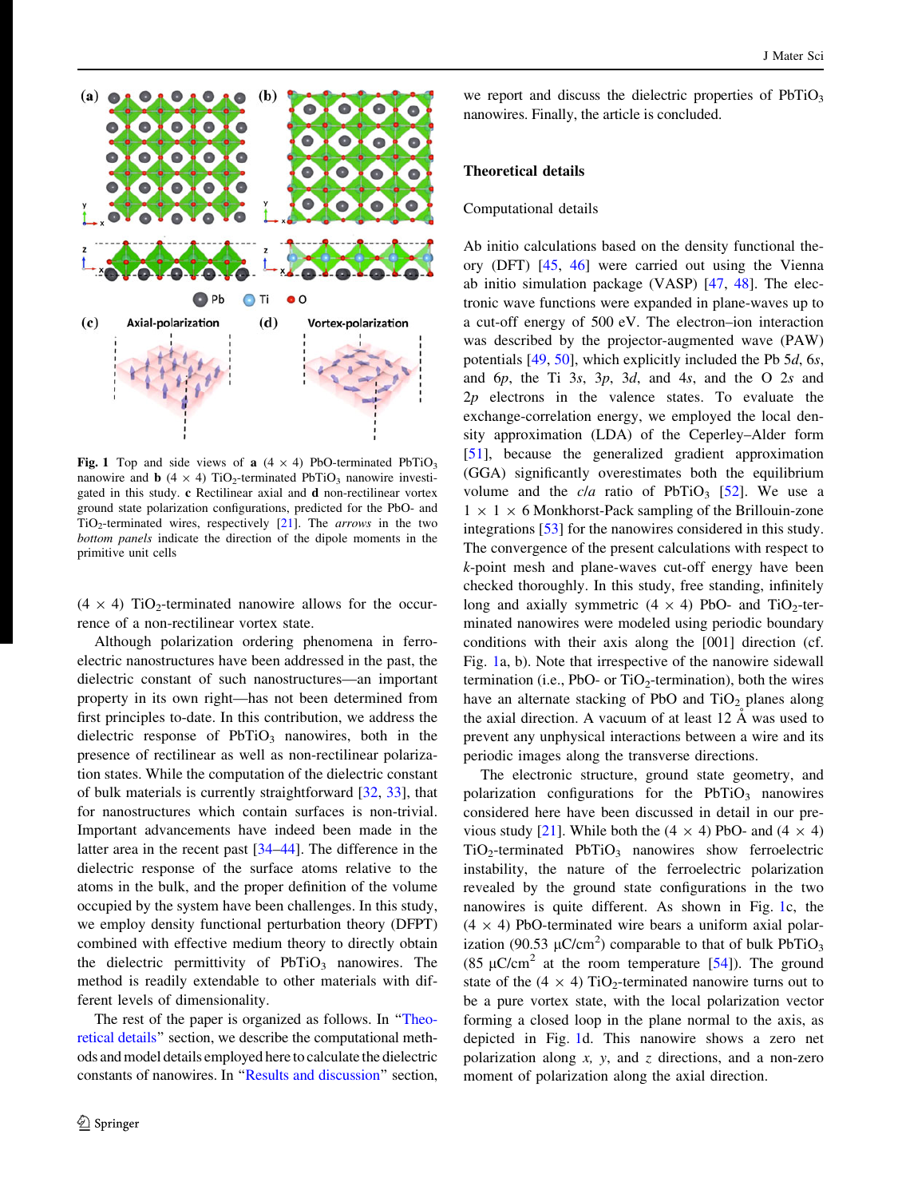**Fig. 1** Top and side views of **a** (4 × 4) PbO-terminated $PbTiO_3$ nanowire and **b** (4 × 4) $TiO_2$-terminated $PbTiO_3$ nanowire investigated in this study. **c** Rectilinear axial and **d** non-rectilinear vortex ground state polarization configurations, predicted for the PbO- and $TiO_2$-terminated wires, respectively [21]. The *arrows* in the two *bottom panels* indicate the direction of the dipole moments in the primitive unit cells

(4 × 4) $TiO_2$-terminated nanowire allows for the occurrence of a non-rectilinear vortex state.

Although polarization ordering phenomena in ferroelectric nanostructures have been addressed in the past, the dielectric constant of such nanostructures—an important property in its own right—has not been determined from first principles to-date. In this contribution, we address the dielectric response of $PbTiO_3$ nanowires, both in the presence of rectilinear as well as non-rectilinear polarization states. While the computation of the dielectric constant of bulk materials is currently straightforward [32, 33], that for nanostructures which contain surfaces is non-trivial. Important advancements have indeed been made in the latter area in the recent past [34–44]. The difference in the dielectric response of the surface atoms relative to the atoms in the bulk, and the proper definition of the volume occupied by the system have been challenges. In this study, we employ density functional perturbation theory (DFPT) combined with effective medium theory to directly obtain the dielectric permittivity of $PbTiO_3$ nanowires. The method is readily extendable to other materials with different levels of dimensionality.

The rest of the paper is organized as follows. In "Theoretical details" section, we describe the computational methods and model details employed here to calculate the dielectric constants of nanowires. In "Results and discussion" section, we report and discuss the dielectric properties of $PbTiO_3$ nanowires. Finally, the article is concluded.

## Theoretical details

### Computational details

Ab initio calculations based on the density functional theory (DFT) [45, 46] were carried out using the Vienna ab initio simulation package (VASP) [47, 48]. The electronic wave functions were expanded in plane-waves up to a cut-off energy of 500 eV. The electron–ion interaction was described by the projector-augmented wave (PAW) potentials [49, 50], which explicitly included the Pb 5*d*, 6*s*, and 6*p*, the Ti 3*s*, 3*p*, 3*d*, and 4*s*, and the O 2*s* and 2*p* electrons in the valence states. To evaluate the exchange-correlation energy, we employed the local density approximation (LDA) of the Ceperley–Alder form [51], because the generalized gradient approximation (GGA) significantly overestimates both the equilibrium volume and the *c*/*a* ratio of $PbTiO_3$ [52]. We use a 1 × 1 × 6 Monkhorst-Pack sampling of the Brillouin-zone integrations [53] for the nanowires considered in this study. The convergence of the present calculations with respect to *k*-point mesh and plane-waves cut-off energy have been checked thoroughly. In this study, free standing, infinitely long and axially symmetric (4 × 4) PbO- and $TiO_2$-terminated nanowires were modeled using periodic boundary conditions with their axis along the [001] direction (cf. Fig. 1a, b). Note that irrespective of the nanowire sidewall termination (i.e., PbO- or $TiO_2$-termination), both the wires have an alternate stacking of PbO and $TiO_2$ planes along the axial direction. A vacuum of at least 12 Å was used to prevent any unphysical interactions between a wire and its periodic images along the transverse directions.

The electronic structure, ground state geometry, and polarization configurations for the $PbTiO_3$ nanowires considered here have been discussed in detail in our previous study [21]. While both the (4 × 4) PbO- and (4 × 4) $TiO_2$-terminated $PbTiO_3$ nanowires show ferroelectric instability, the nature of the ferroelectric polarization revealed by the ground state configurations in the two nanowires is quite different. As shown in Fig. 1c, the (4 × 4) PbO-terminated wire bears a uniform axial polarization (90.53 $\mu C/cm^2$) comparable to that of bulk $PbTiO_3$ (85 $\mu C/cm^2$ at the room temperature [54]). The ground state of the (4 × 4) $TiO_2$-terminated nanowire turns out to be a pure vortex state, with the local polarization vector forming a closed loop in the plane normal to the axis, as depicted in Fig. 1d. This nanowire shows a zero net polarization along *x*, *y*, and *z* directions, and a non-zero moment of polarization along the axial direction.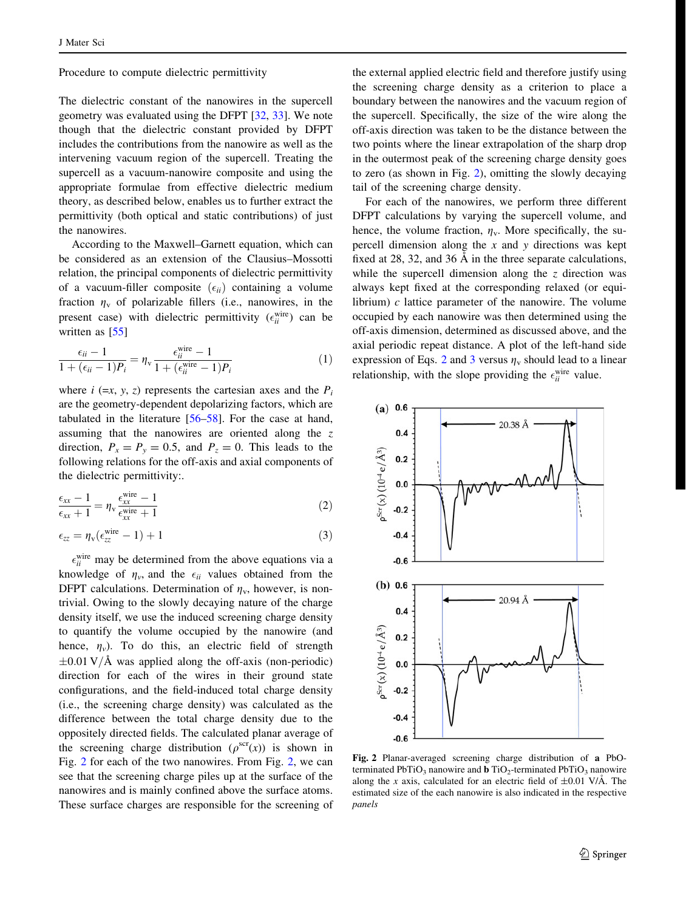### Procedure to compute dielectric permittivity

The dielectric constant of the nanowires in the supercell geometry was evaluated using the DFPT [32, 33]. We note though that the dielectric constant provided by DFPT includes the contributions from the nanowire as well as the intervening vacuum region of the supercell. Treating the supercell as a vacuum-nanowire composite and using the appropriate formulae from effective dielectric medium theory, as described below, enables us to further extract the permittivity (both optical and static contributions) of just the nanowires.

According to the Maxwell–Garnett equation, which can be considered as an extension of the Clausius–Mossotti relation, the principal components of dielectric permittivity of a vacuum-filler composite ($\epsilon_{ii}$) containing a volume fraction $\eta_v$ of polarizable fillers (i.e., nanowires, in the present case) with dielectric permittivity ($\epsilon_{ii}^{\text{wire}}$) can be written as [55]

$$\frac{\epsilon_{ii} - 1}{1 + (\epsilon_{ii} - 1)P_i} = \eta_v \frac{\epsilon_{ii}^{\text{wire}} - 1}{1 + (\epsilon_{ii}^{\text{wire}} - 1)P_i} \tag{1}$$

where $i$ (=$x$, $y$, $z$) represents the cartesian axes and the $P_i$ are the geometry-dependent depolarizing factors, which are tabulated in the literature [56–58]. For the case at hand, assuming that the nanowires are oriented along the $z$ direction, $P_x = P_y = 0.5$, and $P_z = 0$. This leads to the following relations for the off-axis and axial components of the dielectric permittivity:.

$$\frac{\epsilon_{xx} - 1}{\epsilon_{xx} + 1} = \eta_v \frac{\epsilon_{xx}^{\text{wire}} - 1}{\epsilon_{xx}^{\text{wire}} + 1} \tag{2}$$

$$\epsilon_{zz} = \eta_v(\epsilon_{zz}^{\text{wire}} - 1) + 1 \tag{3}$$

$\epsilon_{ii}^{\text{wire}}$ may be determined from the above equations via a knowledge of $\eta_v$, and the $\epsilon_{ii}$ values obtained from the DFPT calculations. Determination of $\eta_v$, however, is non-trivial. Owing to the slowly decaying nature of the charge density itself, we use the induced screening charge density to quantify the volume occupied by the nanowire (and hence, $\eta_v$). To do this, an electric field of strength $\pm 0.01$ V/Å was applied along the off-axis (non-periodic) direction for each of the wires in their ground state configurations, and the field-induced total charge density (i.e., the screening charge density) was calculated as the difference between the total charge density due to the oppositely directed fields. The calculated planar average of the screening charge distribution ($\rho^{\text{scr}}(x)$) is shown in Fig. 2 for each of the two nanowires. From Fig. 2, we can see that the screening charge piles up at the surface of the nanowires and is mainly confined above the surface atoms. These surface charges are responsible for the screening of the external applied electric field and therefore justify using the screening charge density as a criterion to place a boundary between the nanowires and the vacuum region of the supercell. Specifically, the size of the wire along the off-axis direction was taken to be the distance between the two points where the linear extrapolation of the sharp drop in the outermost peak of the screening charge density goes to zero (as shown in Fig. 2), omitting the slowly decaying tail of the screening charge density.

For each of the nanowires, we perform three different DFPT calculations by varying the supercell volume, and hence, the volume fraction, $\eta_v$. More specifically, the supercell dimension along the $x$ and $y$ directions was kept fixed at 28, 32, and 36 Å in the three separate calculations, while the supercell dimension along the $z$ direction was always kept fixed at the corresponding relaxed (or equilibrium) $c$ lattice parameter of the nanowire. The volume occupied by each nanowire was then determined using the off-axis dimension, determined as discussed above, and the axial periodic repeat distance. A plot of the left-hand side expression of Eqs. 2 and 3 versus $\eta_v$ should lead to a linear relationship, with the slope providing the $\epsilon_{ii}^{\text{wire}}$ value.

**Fig. 2** Planar-averaged screening charge distribution of **a** PbO-terminated $PbTiO_3$ nanowire and **b** $TiO_2$-terminated $PbTiO_3$ nanowire along the $x$ axis, calculated for an electric field of $\pm 0.01$ V/Å. The estimated size of the each nanowire is also indicated in the respective *panels*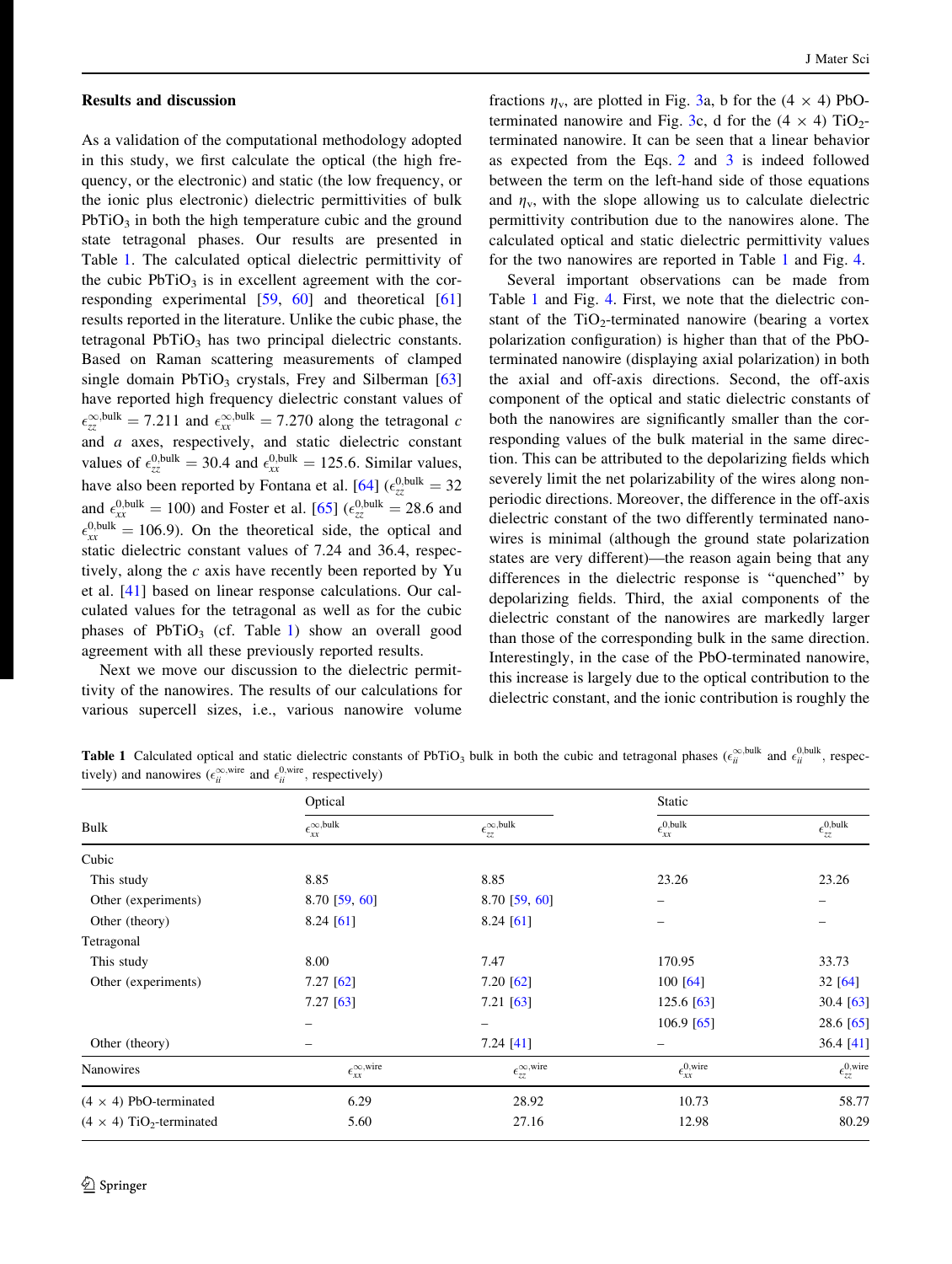## Results and discussion

As a validation of the computational methodology adopted in this study, we first calculate the optical (the high frequency, or the electronic) and static (the low frequency, or the ionic plus electronic) dielectric permittivities of bulk $PbTiO_3$ in both the high temperature cubic and the ground state tetragonal phases. Our results are presented in Table 1. The calculated optical dielectric permittivity of the cubic $PbTiO_3$ is in excellent agreement with the corresponding experimental [59, 60] and theoretical [61] results reported in the literature. Unlike the cubic phase, the tetragonal $PbTiO_3$ has two principal dielectric constants. Based on Raman scattering measurements of clamped single domain $PbTiO_3$ crystals, Frey and Silberman [63] have reported high frequency dielectric constant values of $\epsilon_{zz}^{\infty,\text{bulk}} = 7.211$ and $\epsilon_{xx}^{\infty,\text{bulk}} = 7.270$ along the tetragonal $c$ and $a$ axes, respectively, and static dielectric constant values of $\epsilon_{zz}^{0,\text{bulk}} = 30.4$ and $\epsilon_{xx}^{0,\text{bulk}} = 125.6$. Similar values, have also been reported by Fontana et al. [64] ($\epsilon_{zz}^{0,\text{bulk}} = 32$ and $\epsilon_{xx}^{0,\text{bulk}} = 100$) and Foster et al. [65] ($\epsilon_{zz}^{0,\text{bulk}} = 28.6$ and $\epsilon_{xx}^{0,\text{bulk}} = 106.9$). On the theoretical side, the optical and static dielectric constant values of 7.24 and 36.4, respectively, along the $c$ axis have recently been reported by Yu et al. [41] based on linear response calculations. Our calculated values for the tetragonal as well as for the cubic phases of $PbTiO_3$ (cf. Table 1) show an overall good agreement with all these previously reported results.

Next we move our discussion to the dielectric permittivity of the nanowires. The results of our calculations for various supercell sizes, i.e., various nanowire volume fractions $\eta_v$, are plotted in Fig. 3a, b for the (4 × 4) PbO-terminated nanowire and Fig. 3c, d for the (4 × 4) $TiO_2$-terminated nanowire. It can be seen that a linear behavior as expected from the Eqs. 2 and 3 is indeed followed between the term on the left-hand side of those equations and $\eta_v$, with the slope allowing us to calculate dielectric permittivity contribution due to the nanowires alone. The calculated optical and static dielectric permittivity values for the two nanowires are reported in Table 1 and Fig. 4.

Several important observations can be made from Table 1 and Fig. 4. First, we note that the dielectric constant of the $TiO_2$-terminated nanowire (bearing a vortex polarization configuration) is higher than that of the PbO-terminated nanowire (displaying axial polarization) in both the axial and off-axis directions. Second, the off-axis component of the optical and static dielectric constants of both the nanowires are significantly smaller than the corresponding values of the bulk material in the same direction. This can be attributed to the depolarizing fields which severely limit the net polarizability of the wires along non-periodic directions. Moreover, the difference in the off-axis dielectric constant of the two differently terminated nanowires is minimal (although the ground state polarization states are very different)—the reason again being that any differences in the dielectric response is "quenched" by depolarizing fields. Third, the axial components of the dielectric constant of the nanowires are markedly larger than those of the corresponding bulk in the same direction. Interestingly, in the case of the PbO-terminated nanowire, this increase is largely due to the optical contribution to the dielectric constant, and the ionic contribution is roughly the

**Table 1** Calculated optical and static dielectric constants of $PbTiO_3$ bulk in both the cubic and tetragonal phases ($\epsilon_{ii}^{\infty,\text{bulk}}$ and $\epsilon_{ii}^{0,\text{bulk}}$, respectively) and nanowires ($\epsilon_{ii}^{\infty,\text{wire}}$ and $\epsilon_{ii}^{0,\text{wire}}$, respectively)

| Bulk | Optical | | Static | |
|---|---|---|---|---|
| | $\epsilon_{xx}^{\infty,\text{bulk}}$ | $\epsilon_{zz}^{\infty,\text{bulk}}$ | $\epsilon_{xx}^{0,\text{bulk}}$ | $\epsilon_{zz}^{0,\text{bulk}}$ |
| Cubic | | | | |
| This study | 8.85 | 8.85 | 23.26 | 23.26 |
| Other (experiments) | 8.70 [59, 60] | 8.70 [59, 60] | – | – |
| Other (theory) | 8.24 [61] | 8.24 [61] | – | – |
| Tetragonal | | | | |
| This study | 8.00 | 7.47 | 170.95 | 33.73 |
| Other (experiments) | 7.27 [62] | 7.20 [62] | 100 [64] | 32 [64] |
| | 7.27 [63] | 7.21 [63] | 125.6 [63] | 30.4 [63] |
| | – | – | 106.9 [65] | 28.6 [65] |
| Other (theory) | – | 7.24 [41] | – | 36.4 [41] |
| Nanowires | $\epsilon_{xx}^{\infty,\text{wire}}$ | $\epsilon_{zz}^{\infty,\text{wire}}$ | $\epsilon_{xx}^{0,\text{wire}}$ | $\epsilon_{zz}^{0,\text{wire}}$ |
| (4 × 4) PbO-terminated | 6.29 | 28.92 | 10.73 | 58.77 |
| (4 × 4) $TiO_2$-terminated | 5.60 | 27.16 | 12.98 | 80.29 |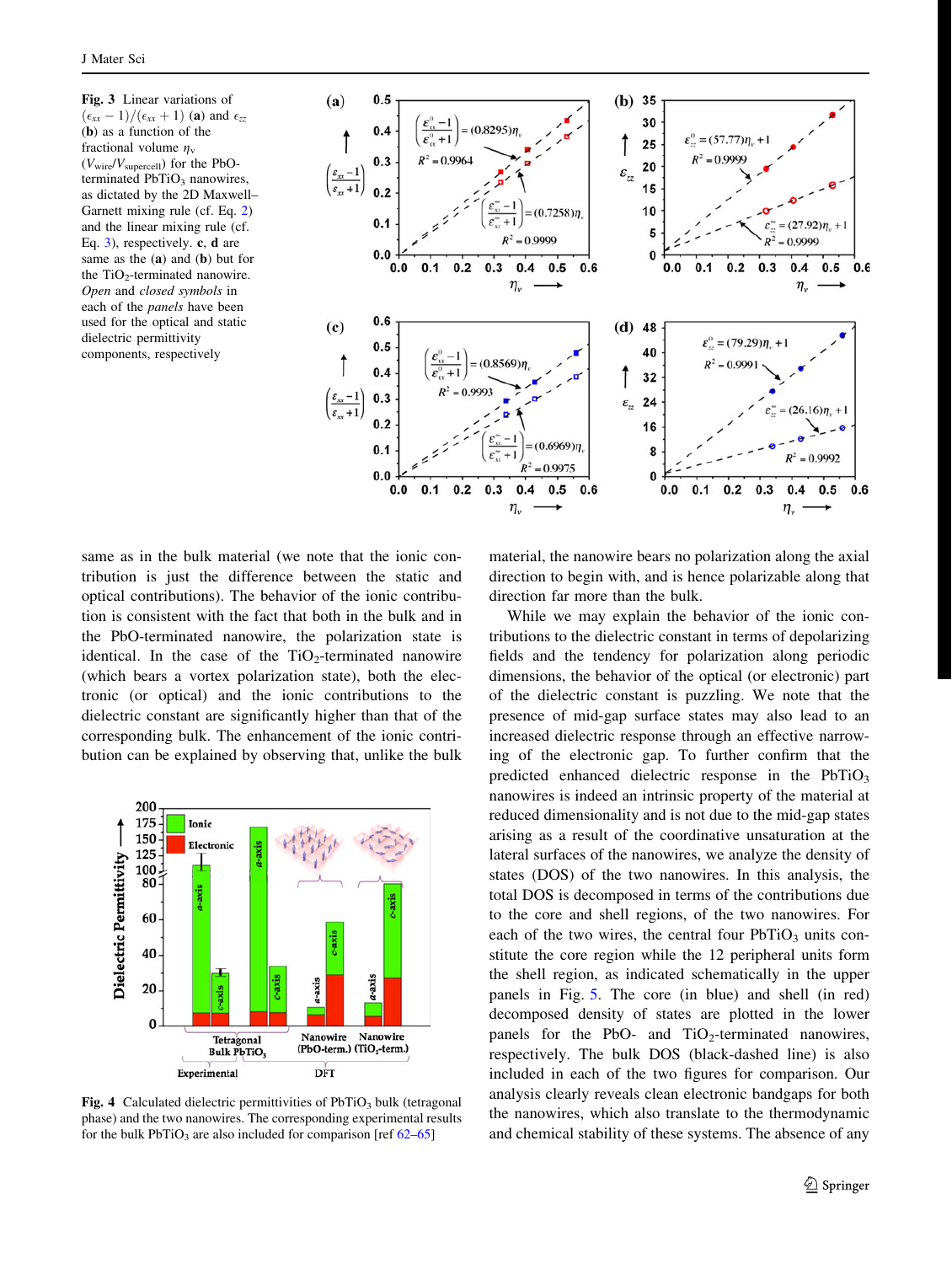**Fig. 3** Linear variations of $(\epsilon_{xx}-1)/(\epsilon_{xx}+1)$ (**a**) and $\epsilon_{zz}$ (**b**) as a function of the fractional volume $\eta_v$ ($V_{wire}/V_{supercell}$) for the PbO-terminated $PbTiO_3$ nanowires, as dictated by the 2D Maxwell–Garnett mixing rule (cf. Eq. 2) and the linear mixing rule (cf. Eq. 3), respectively. **c**, **d** are same as the (**a**) and (**b**) but for the $TiO_2$-terminated nanowire. *Open* and *closed symbols* in each of the *panels* have been used for the optical and static dielectric permittivity components, respectively

same as in the bulk material (we note that the ionic contribution is just the difference between the static and optical contributions). The behavior of the ionic contribution is consistent with the fact that both in the bulk and in the PbO-terminated nanowire, the polarization state is identical. In the case of the $TiO_2$-terminated nanowire (which bears a vortex polarization state), both the electronic (or optical) and the ionic contributions to the dielectric constant are significantly higher than that of the corresponding bulk. The enhancement of the ionic contribution can be explained by observing that, unlike the bulk material, the nanowire bears no polarization along the axial direction to begin with, and is hence polarizable along that direction far more than the bulk.

**Fig. 4** Calculated dielectric permittivities of $PbTiO_3$ bulk (tetragonal phase) and the two nanowires. The corresponding experimental results for the bulk $PbTiO_3$ are also included for comparison [ref 62–65]

While we may explain the behavior of the ionic contributions to the dielectric constant in terms of depolarizing fields and the tendency for polarization along periodic dimensions, the behavior of the optical (or electronic) part of the dielectric constant is puzzling. We note that the presence of mid-gap surface states may also lead to an increased dielectric response through an effective narrowing of the electronic gap. To further confirm that the predicted enhanced dielectric response in the $PbTiO_3$ nanowires is indeed an intrinsic property of the material at reduced dimensionality and is not due to the mid-gap states arising as a result of the coordinative unsaturation at the lateral surfaces of the nanowires, we analyze the density of states (DOS) of the two nanowires. In this analysis, the total DOS is decomposed in terms of the contributions due to the core and shell regions, of the two nanowires. For each of the two wires, the central four $PbTiO_3$ units constitute the core region while the 12 peripheral units form the shell region, as indicated schematically in the upper panels in Fig. 5. The core (in blue) and shell (in red) decomposed density of states are plotted in the lower panels for the PbO- and $TiO_2$-terminated nanowires, respectively. The bulk DOS (black-dashed line) is also included in each of the two figures for comparison. Our analysis clearly reveals clean electronic bandgaps for both the nanowires, which also translate to the thermodynamic and chemical stability of these systems. The absence of any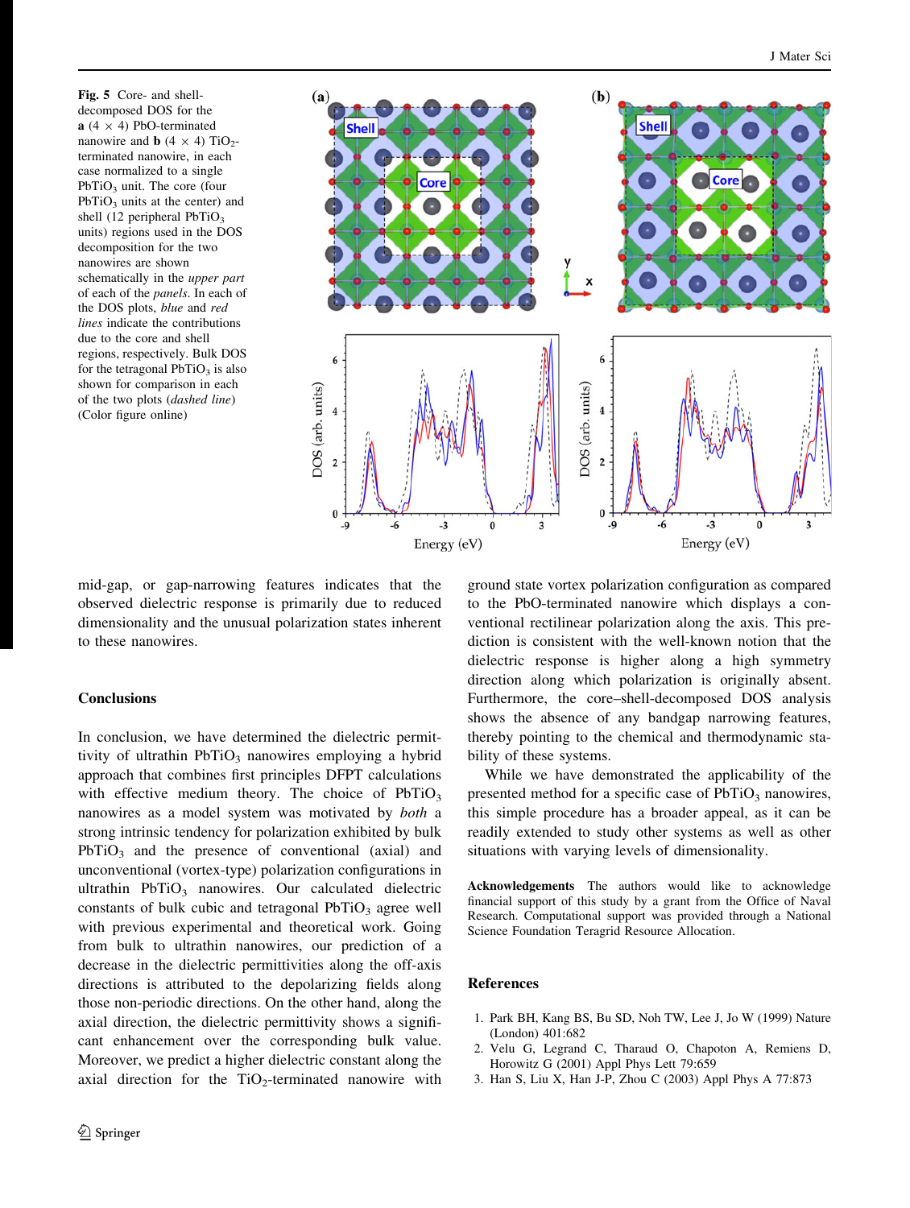**Fig. 5** Core- and shell-decomposed DOS for the **a** (4 × 4) PbO-terminated nanowire and **b** (4 × 4) $TiO_2$-terminated nanowire, in each case normalized to a single $PbTiO_3$ unit. The core (four $PbTiO_3$ units at the center) and shell (12 peripheral $PbTiO_3$ units) regions used in the DOS decomposition for the two nanowires are shown schematically in the *upper part* of each of the *panels*. In each of the DOS plots, *blue* and *red lines* indicate the contributions due to the core and shell regions, respectively. Bulk DOS for the tetragonal $PbTiO_3$ is also shown for comparison in each of the two plots (*dashed line*) (Color figure online)

mid-gap, or gap-narrowing features indicates that the observed dielectric response is primarily due to reduced dimensionality and the unusual polarization states inherent to these nanowires.

## Conclusions

In conclusion, we have determined the dielectric permittivity of ultrathin $PbTiO_3$ nanowires employing a hybrid approach that combines first principles DFPT calculations with effective medium theory. The choice of $PbTiO_3$ nanowires as a model system was motivated by *both* a strong intrinsic tendency for polarization exhibited by bulk $PbTiO_3$ and the presence of conventional (axial) and unconventional (vortex-type) polarization configurations in ultrathin $PbTiO_3$ nanowires. Our calculated dielectric constants of bulk cubic and tetragonal $PbTiO_3$ agree well with previous experimental and theoretical work. Going from bulk to ultrathin nanowires, our prediction of a decrease in the dielectric permittivities along the off-axis directions is attributed to the depolarizing fields along those non-periodic directions. On the other hand, along the axial direction, the dielectric permittivity shows a significant enhancement over the corresponding bulk value. Moreover, we predict a higher dielectric constant along the axial direction for the $TiO_2$-terminated nanowire with ground state vortex polarization configuration as compared to the PbO-terminated nanowire which displays a conventional rectilinear polarization along the axis. This prediction is consistent with the well-known notion that the dielectric response is higher along a high symmetry direction along which polarization is originally absent. Furthermore, the core–shell-decomposed DOS analysis shows the absence of any bandgap narrowing features, thereby pointing to the chemical and thermodynamic stability of these systems.

While we have demonstrated the applicability of the presented method for a specific case of $PbTiO_3$ nanowires, this simple procedure has a broader appeal, as it can be readily extended to study other systems as well as other situations with varying levels of dimensionality.

**Acknowledgements** The authors would like to acknowledge financial support of this study by a grant from the Office of Naval Research. Computational support was provided through a National Science Foundation Teragrid Resource Allocation.

## References

1. Park BH, Kang BS, Bu SD, Noh TW, Lee J, Jo W (1999) Nature (London) 401:682
2. Velu G, Legrand C, Tharaud O, Chapoton A, Remiens D, Horowitz G (2001) Appl Phys Lett 79:659
3. Han S, Liu X, Han J-P, Zhou C (2003) Appl Phys A 77:873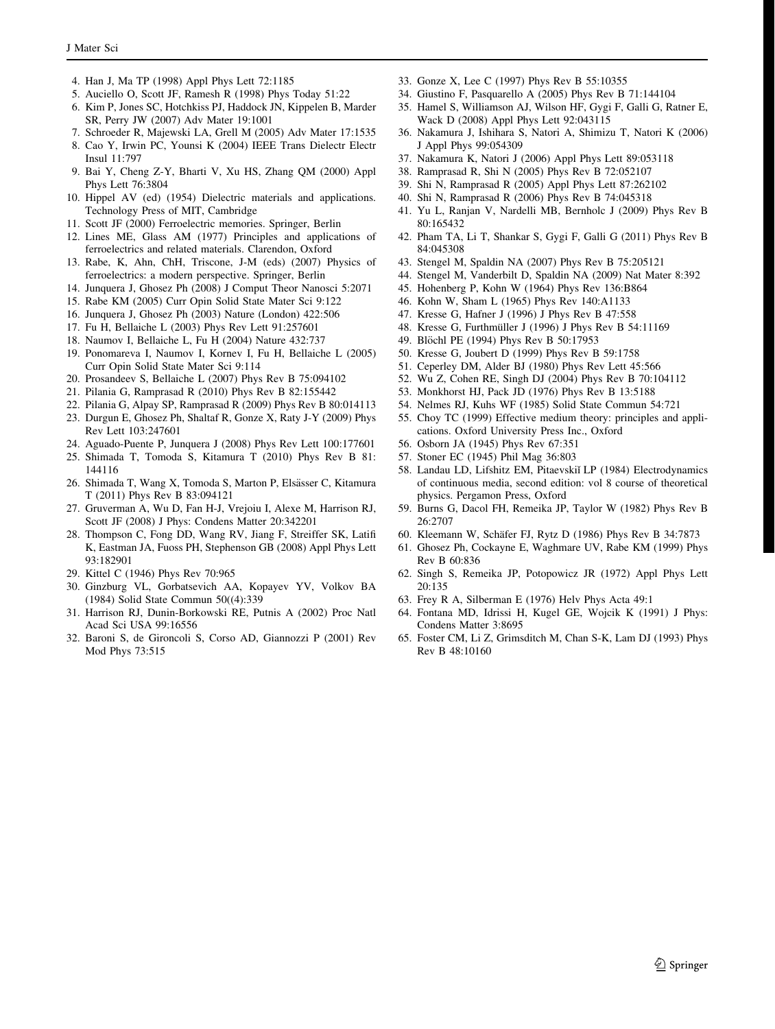4. Han J, Ma TP (1998) Appl Phys Lett 72:1185
5. Auciello O, Scott JF, Ramesh R (1998) Phys Today 51:22
6. Kim P, Jones SC, Hotchkiss PJ, Haddock JN, Kippelen B, Marder SR, Perry JW (2007) Adv Mater 19:1001
7. Schroeder R, Majewski LA, Grell M (2005) Adv Mater 17:1535
8. Cao Y, Irwin PC, Younsi K (2004) IEEE Trans Dielectr Electr Insul 11:797
9. Bai Y, Cheng Z-Y, Bharti V, Xu HS, Zhang QM (2000) Appl Phys Lett 76:3804
10. Hippel AV (ed) (1954) Dielectric materials and applications. Technology Press of MIT, Cambridge
11. Scott JF (2000) Ferroelectric memories. Springer, Berlin
12. Lines ME, Glass AM (1977) Principles and applications of ferroelectrics and related materials. Clarendon, Oxford
13. Rabe, K, Ahn, ChH, Triscone, J-M (eds) (2007) Physics of ferroelectrics: a modern perspective. Springer, Berlin
14. Junquera J, Ghosez Ph (2008) J Comput Theor Nanosci 5:2071
15. Rabe KM (2005) Curr Opin Solid State Mater Sci 9:122
16. Junquera J, Ghosez Ph (2003) Nature (London) 422:506
17. Fu H, Bellaiche L (2003) Phys Rev Lett 91:257601
18. Naumov I, Bellaiche L, Fu H (2004) Nature 432:737
19. Ponomareva I, Naumov I, Kornev I, Fu H, Bellaiche L (2005) Curr Opin Solid State Mater Sci 9:114
20. Prosandeev S, Bellaiche L (2007) Phys Rev B 75:094102
21. Pilania G, Ramprasad R (2010) Phys Rev B 82:155442
22. Pilania G, Alpay SP, Ramprasad R (2009) Phys Rev B 80:014113
23. Durgun E, Ghosez Ph, Shaltaf R, Gonze X, Raty J-Y (2009) Phys Rev Lett 103:247601
24. Aguado-Puente P, Junquera J (2008) Phys Rev Lett 100:177601
25. Shimada T, Tomoda S, Kitamura T (2010) Phys Rev B 81: 144116
26. Shimada T, Wang X, Tomoda S, Marton P, Elsässer C, Kitamura T (2011) Phys Rev B 83:094121
27. Gruverman A, Wu D, Fan H-J, Vrejoiu I, Alexe M, Harrison RJ, Scott JF (2008) J Phys: Condens Matter 20:342201
28. Thompson C, Fong DD, Wang RV, Jiang F, Streiffer SK, Latifi K, Eastman JA, Fuoss PH, Stephenson GB (2008) Appl Phys Lett 93:182901
29. Kittel C (1946) Phys Rev 70:965
30. Ginzburg VL, Gorbatsevich AA, Kopayev YV, Volkov BA (1984) Solid State Commun 50((4):339
31. Harrison RJ, Dunin-Borkowski RE, Putnis A (2002) Proc Natl Acad Sci USA 99:16556
32. Baroni S, de Gironcoli S, Corso AD, Giannozzi P (2001) Rev Mod Phys 73:515
33. Gonze X, Lee C (1997) Phys Rev B 55:10355
34. Giustino F, Pasquarello A (2005) Phys Rev B 71:144104
35. Hamel S, Williamson AJ, Wilson HF, Gygi F, Galli G, Ratner E, Wack D (2008) Appl Phys Lett 92:043115
36. Nakamura J, Ishihara S, Natori A, Shimizu T, Natori K (2006) J Appl Phys 99:054309
37. Nakamura K, Natori J (2006) Appl Phys Lett 89:053118
38. Ramprasad R, Shi N (2005) Phys Rev B 72:052107
39. Shi N, Ramprasad R (2005) Appl Phys Lett 87:262102
40. Shi N, Ramprasad R (2006) Phys Rev B 74:045318
41. Yu L, Ranjan V, Nardelli MB, Bernholc J (2009) Phys Rev B 80:165432
42. Pham TA, Li T, Shankar S, Gygi F, Galli G (2011) Phys Rev B 84:045308
43. Stengel M, Spaldin NA (2007) Phys Rev B 75:205121
44. Stengel M, Vanderbilt D, Spaldin NA (2009) Nat Mater 8:392
45. Hohenberg P, Kohn W (1964) Phys Rev 136:B864
46. Kohn W, Sham L (1965) Phys Rev 140:A1133
47. Kresse G, Hafner J (1996) J Phys Rev B 47:558
48. Kresse G, Furthmüller J (1996) J Phys Rev B 54:11169
49. Blöchl PE (1994) Phys Rev B 50:17953
50. Kresse G, Joubert D (1999) Phys Rev B 59:1758
51. Ceperley DM, Alder BJ (1980) Phys Rev Lett 45:566
52. Wu Z, Cohen RE, Singh DJ (2004) Phys Rev B 70:104112
53. Monkhorst HJ, Pack JD (1976) Phys Rev B 13:5188
54. Nelmes RJ, Kuhs WF (1985) Solid State Commun 54:721
55. Choy TC (1999) Effective medium theory: principles and applications. Oxford University Press Inc., Oxford
56. Osborn JA (1945) Phys Rev 67:351
57. Stoner EC (1945) Phil Mag 36:803
58. Landau LD, Lifshitz EM, Pitaevskiĭ LP (1984) Electrodynamics of continuous media, second edition: vol 8 course of theoretical physics. Pergamon Press, Oxford
59. Burns G, Dacol FH, Remeika JP, Taylor W (1982) Phys Rev B 26:2707
60. Kleemann W, Schäfer FJ, Rytz D (1986) Phys Rev B 34:7873
61. Ghosez Ph, Cockayne E, Waghmare UV, Rabe KM (1999) Phys Rev B 60:836
62. Singh S, Remeika JP, Potopowicz JR (1972) Appl Phys Lett 20:135
63. Frey R A, Silberman E (1976) Helv Phys Acta 49:1
64. Fontana MD, Idrissi H, Kugel GE, Wojcik K (1991) J Phys: Condens Matter 3:8695
65. Foster CM, Li Z, Grimsditch M, Chan S-K, Lam DJ (1993) Phys Rev B 48:10160